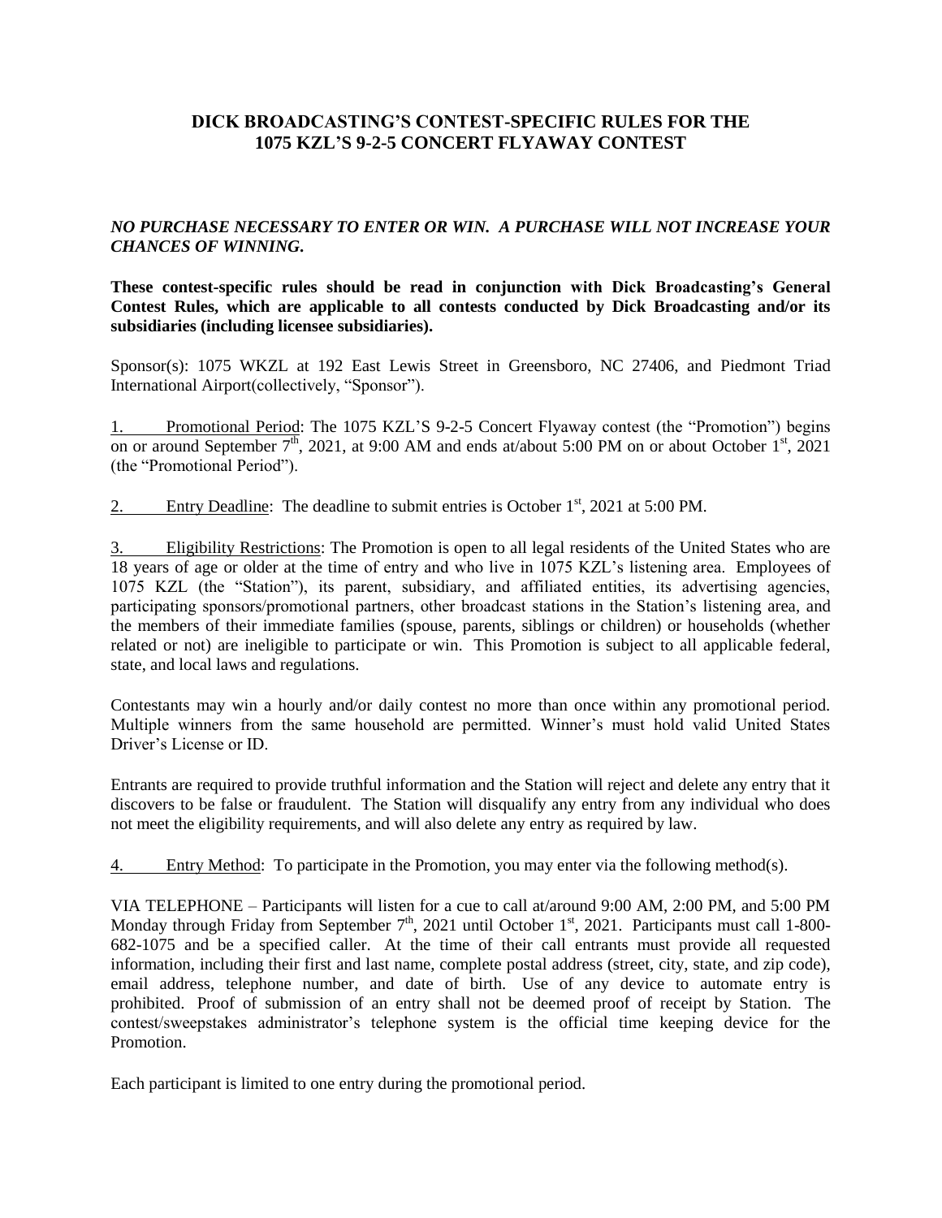# DICK BROADCASTING'S CONTEST-SPECIFIC RULES FOR THE 1075 KZL'S 9-2-5 CONCERT FLYAWAY CONTEST

***NO PURCHASE NECESSARY TO ENTER OR WIN. A PURCHASE WILL NOT INCREASE YOUR CHANCES OF WINNING.***

**These contest-specific rules should be read in conjunction with Dick Broadcasting's General Contest Rules, which are applicable to all contests conducted by Dick Broadcasting and/or its subsidiaries (including licensee subsidiaries).**

Sponsor(s): 1075 WKZL at 192 East Lewis Street in Greensboro, NC 27406, and Piedmont Triad International Airport(collectively, "Sponsor").

1. Promotional Period: The 1075 KZL'S 9-2-5 Concert Flyaway contest (the "Promotion") begins on or around September 7th, 2021, at 9:00 AM and ends at/about 5:00 PM on or about October 1st, 2021 (the "Promotional Period").

2. Entry Deadline: The deadline to submit entries is October 1st, 2021 at 5:00 PM.

3. Eligibility Restrictions: The Promotion is open to all legal residents of the United States who are 18 years of age or older at the time of entry and who live in 1075 KZL's listening area. Employees of 1075 KZL (the "Station"), its parent, subsidiary, and affiliated entities, its advertising agencies, participating sponsors/promotional partners, other broadcast stations in the Station's listening area, and the members of their immediate families (spouse, parents, siblings or children) or households (whether related or not) are ineligible to participate or win. This Promotion is subject to all applicable federal, state, and local laws and regulations.

Contestants may win a hourly and/or daily contest no more than once within any promotional period. Multiple winners from the same household are permitted. Winner's must hold valid United States Driver's License or ID.

Entrants are required to provide truthful information and the Station will reject and delete any entry that it discovers to be false or fraudulent. The Station will disqualify any entry from any individual who does not meet the eligibility requirements, and will also delete any entry as required by law.

4. Entry Method: To participate in the Promotion, you may enter via the following method(s).

VIA TELEPHONE – Participants will listen for a cue to call at/around 9:00 AM, 2:00 PM, and 5:00 PM Monday through Friday from September 7th, 2021 until October 1st, 2021. Participants must call 1-800-682-1075 and be a specified caller. At the time of their call entrants must provide all requested information, including their first and last name, complete postal address (street, city, state, and zip code), email address, telephone number, and date of birth. Use of any device to automate entry is prohibited. Proof of submission of an entry shall not be deemed proof of receipt by Station. The contest/sweepstakes administrator's telephone system is the official time keeping device for the Promotion.

Each participant is limited to one entry during the promotional period.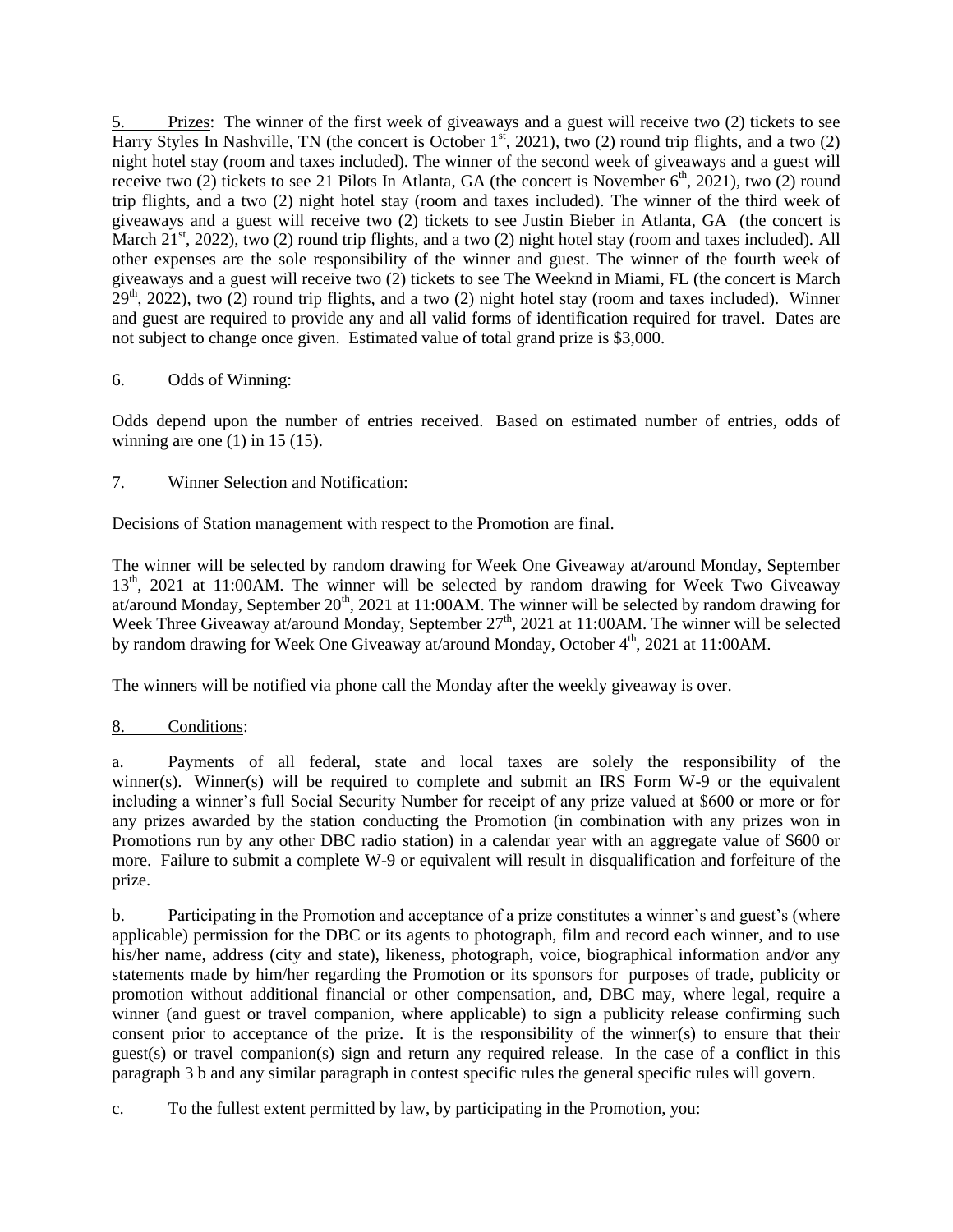5. <u>Prizes</u>: The winner of the first week of giveaways and a guest will receive two (2) tickets to see Harry Styles In Nashville, TN (the concert is October 1st, 2021), two (2) round trip flights, and a two (2) night hotel stay (room and taxes included). The winner of the second week of giveaways and a guest will receive two (2) tickets to see 21 Pilots In Atlanta, GA (the concert is November 6th, 2021), two (2) round trip flights, and a two (2) night hotel stay (room and taxes included). The winner of the third week of giveaways and a guest will receive two (2) tickets to see Justin Bieber in Atlanta, GA (the concert is March 21st, 2022), two (2) round trip flights, and a two (2) night hotel stay (room and taxes included). All other expenses are the sole responsibility of the winner and guest. The winner of the fourth week of giveaways and a guest will receive two (2) tickets to see The Weeknd in Miami, FL (the concert is March 29th, 2022), two (2) round trip flights, and a two (2) night hotel stay (room and taxes included). Winner and guest are required to provide any and all valid forms of identification required for travel. Dates are not subject to change once given. Estimated value of total grand prize is $3,000.

6. <u>Odds of Winning:</u>

Odds depend upon the number of entries received. Based on estimated number of entries, odds of winning are one (1) in 15 (15).

7. <u>Winner Selection and Notification</u>:

Decisions of Station management with respect to the Promotion are final.

The winner will be selected by random drawing for Week One Giveaway at/around Monday, September 13th, 2021 at 11:00AM. The winner will be selected by random drawing for Week Two Giveaway at/around Monday, September 20th, 2021 at 11:00AM. The winner will be selected by random drawing for Week Three Giveaway at/around Monday, September 27th, 2021 at 11:00AM. The winner will be selected by random drawing for Week One Giveaway at/around Monday, October 4th, 2021 at 11:00AM.

The winners will be notified via phone call the Monday after the weekly giveaway is over.

8. <u>Conditions</u>:

a. Payments of all federal, state and local taxes are solely the responsibility of the winner(s). Winner(s) will be required to complete and submit an IRS Form W-9 or the equivalent including a winner's full Social Security Number for receipt of any prize valued at $600 or more or for any prizes awarded by the station conducting the Promotion (in combination with any prizes won in Promotions run by any other DBC radio station) in a calendar year with an aggregate value of $600 or more. Failure to submit a complete W-9 or equivalent will result in disqualification and forfeiture of the prize.

b. Participating in the Promotion and acceptance of a prize constitutes a winner's and guest's (where applicable) permission for the DBC or its agents to photograph, film and record each winner, and to use his/her name, address (city and state), likeness, photograph, voice, biographical information and/or any statements made by him/her regarding the Promotion or its sponsors for purposes of trade, publicity or promotion without additional financial or other compensation, and, DBC may, where legal, require a winner (and guest or travel companion, where applicable) to sign a publicity release confirming such consent prior to acceptance of the prize. It is the responsibility of the winner(s) to ensure that their guest(s) or travel companion(s) sign and return any required release. In the case of a conflict in this paragraph 3 b and any similar paragraph in contest specific rules the general specific rules will govern.

c. To the fullest extent permitted by law, by participating in the Promotion, you: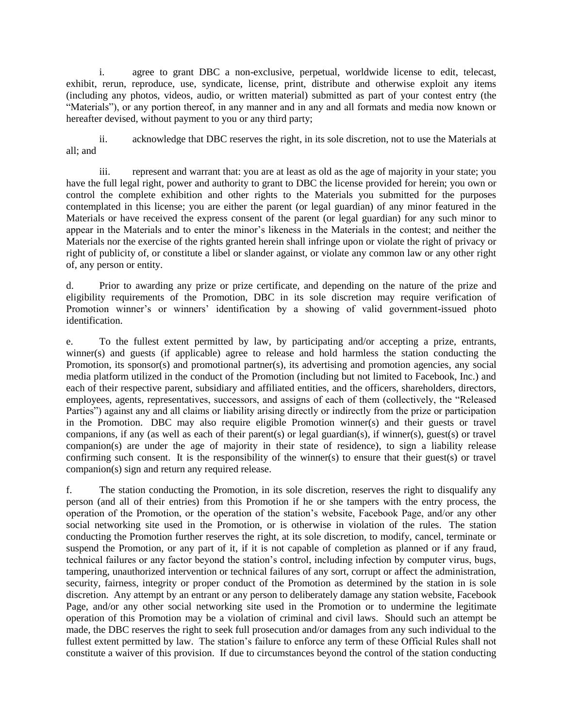i. agree to grant DBC a non-exclusive, perpetual, worldwide license to edit, telecast, exhibit, rerun, reproduce, use, syndicate, license, print, distribute and otherwise exploit any items (including any photos, videos, audio, or written material) submitted as part of your contest entry (the "Materials"), or any portion thereof, in any manner and in any and all formats and media now known or hereafter devised, without payment to you or any third party;

ii. acknowledge that DBC reserves the right, in its sole discretion, not to use the Materials at all; and

iii. represent and warrant that: you are at least as old as the age of majority in your state; you have the full legal right, power and authority to grant to DBC the license provided for herein; you own or control the complete exhibition and other rights to the Materials you submitted for the purposes contemplated in this license; you are either the parent (or legal guardian) of any minor featured in the Materials or have received the express consent of the parent (or legal guardian) for any such minor to appear in the Materials and to enter the minor's likeness in the Materials in the contest; and neither the Materials nor the exercise of the rights granted herein shall infringe upon or violate the right of privacy or right of publicity of, or constitute a libel or slander against, or violate any common law or any other right of, any person or entity.

d. Prior to awarding any prize or prize certificate, and depending on the nature of the prize and eligibility requirements of the Promotion, DBC in its sole discretion may require verification of Promotion winner's or winners' identification by a showing of valid government-issued photo identification.

e. To the fullest extent permitted by law, by participating and/or accepting a prize, entrants, winner(s) and guests (if applicable) agree to release and hold harmless the station conducting the Promotion, its sponsor(s) and promotional partner(s), its advertising and promotion agencies, any social media platform utilized in the conduct of the Promotion (including but not limited to Facebook, Inc.) and each of their respective parent, subsidiary and affiliated entities, and the officers, shareholders, directors, employees, agents, representatives, successors, and assigns of each of them (collectively, the "Released Parties") against any and all claims or liability arising directly or indirectly from the prize or participation in the Promotion. DBC may also require eligible Promotion winner(s) and their guests or travel companions, if any (as well as each of their parent(s) or legal guardian(s), if winner(s), guest(s) or travel companion(s) are under the age of majority in their state of residence), to sign a liability release confirming such consent. It is the responsibility of the winner(s) to ensure that their guest(s) or travel companion(s) sign and return any required release.

f. The station conducting the Promotion, in its sole discretion, reserves the right to disqualify any person (and all of their entries) from this Promotion if he or she tampers with the entry process, the operation of the Promotion, or the operation of the station's website, Facebook Page, and/or any other social networking site used in the Promotion, or is otherwise in violation of the rules. The station conducting the Promotion further reserves the right, at its sole discretion, to modify, cancel, terminate or suspend the Promotion, or any part of it, if it is not capable of completion as planned or if any fraud, technical failures or any factor beyond the station's control, including infection by computer virus, bugs, tampering, unauthorized intervention or technical failures of any sort, corrupt or affect the administration, security, fairness, integrity or proper conduct of the Promotion as determined by the station in is sole discretion. Any attempt by an entrant or any person to deliberately damage any station website, Facebook Page, and/or any other social networking site used in the Promotion or to undermine the legitimate operation of this Promotion may be a violation of criminal and civil laws. Should such an attempt be made, the DBC reserves the right to seek full prosecution and/or damages from any such individual to the fullest extent permitted by law. The station's failure to enforce any term of these Official Rules shall not constitute a waiver of this provision. If due to circumstances beyond the control of the station conducting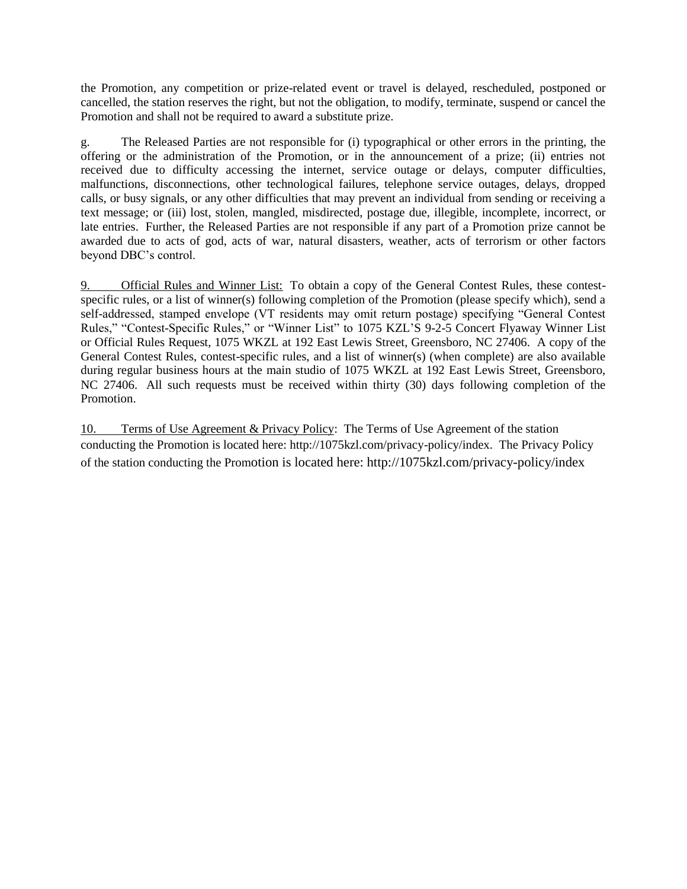the Promotion, any competition or prize-related event or travel is delayed, rescheduled, postponed or cancelled, the station reserves the right, but not the obligation, to modify, terminate, suspend or cancel the Promotion and shall not be required to award a substitute prize.

g. The Released Parties are not responsible for (i) typographical or other errors in the printing, the offering or the administration of the Promotion, or in the announcement of a prize; (ii) entries not received due to difficulty accessing the internet, service outage or delays, computer difficulties, malfunctions, disconnections, other technological failures, telephone service outages, delays, dropped calls, or busy signals, or any other difficulties that may prevent an individual from sending or receiving a text message; or (iii) lost, stolen, mangled, misdirected, postage due, illegible, incomplete, incorrect, or late entries. Further, the Released Parties are not responsible if any part of a Promotion prize cannot be awarded due to acts of god, acts of war, natural disasters, weather, acts of terrorism or other factors beyond DBC's control.

9. <u>Official Rules and Winner List:</u> To obtain a copy of the General Contest Rules, these contest-specific rules, or a list of winner(s) following completion of the Promotion (please specify which), send a self-addressed, stamped envelope (VT residents may omit return postage) specifying "General Contest Rules," "Contest-Specific Rules," or "Winner List" to 1075 KZL'S 9-2-5 Concert Flyaway Winner List or Official Rules Request, 1075 WKZL at 192 East Lewis Street, Greensboro, NC 27406. A copy of the General Contest Rules, contest-specific rules, and a list of winner(s) (when complete) are also available during regular business hours at the main studio of 1075 WKZL at 192 East Lewis Street, Greensboro, NC 27406. All such requests must be received within thirty (30) days following completion of the Promotion.

10. <u>Terms of Use Agreement & Privacy Policy</u>: The Terms of Use Agreement of the station conducting the Promotion is located here: http://1075kzl.com/privacy-policy/index. The Privacy Policy of the station conducting the Promotion is located here: http://1075kzl.com/privacy-policy/index